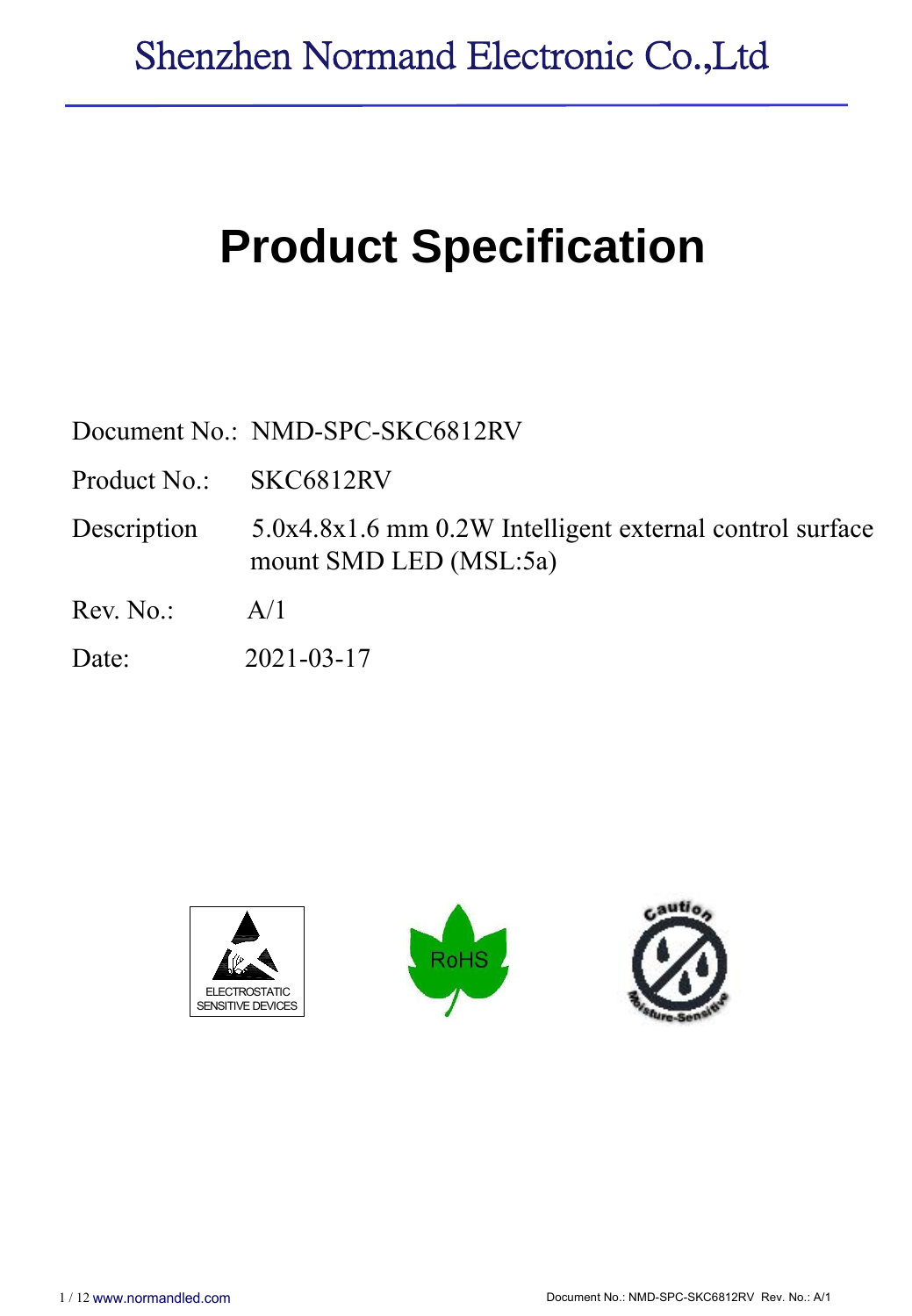Shenzhen Normand Electronic Co.,Ltd

# Product Specification

Document No.: NMD-SPC-SKC6812RV

Product No.: SKC6812RV

Description: 5.0x4.8x1.6 mm 0.2W Intelligent external control surface mount SMD LED (MSL:5a)

Rev. No.: A/1

Date: 2021-03-17

ELECTROSTATIC SENSITIVE DEVICES

RoHS

Caution Moisture-Sensitive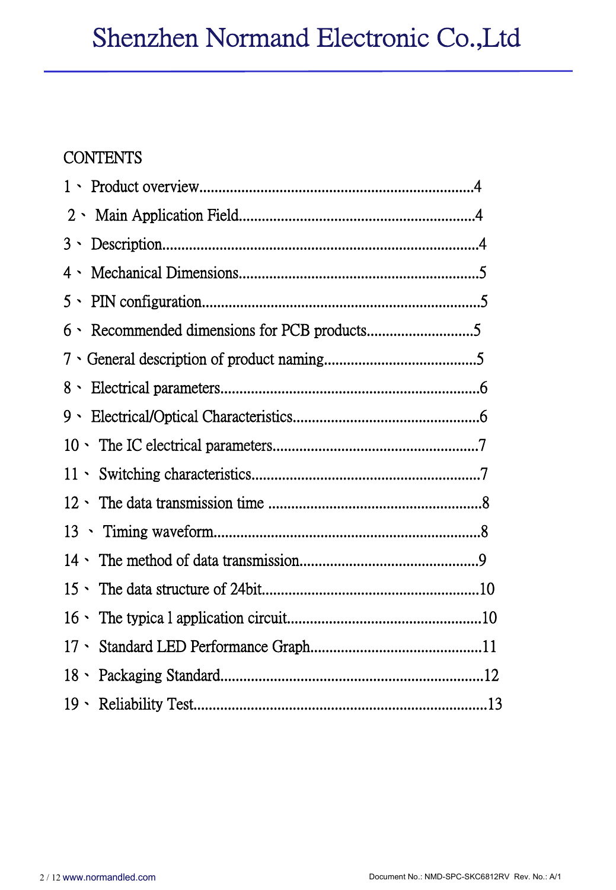CONTENTS

1、 Product overview......................................................................4

2、 Main Application Field............................................................4

3、 Description................................................................................4

4、 Mechanical Dimensions.............................................................5

5、 PIN configuration........................................................................5

6、 Recommended dimensions for PCB products...........................5

7、General description of product naming.......................................5

8、 Electrical parameters...................................................................6

9、 Electrical/Optical Characteristics................................................6

10、 The IC electrical parameters.....................................................7

11、 Switching characteristics...........................................................7

12、 The data transmission time .......................................................8

13 、 Timing waveform.....................................................................8

14、 The method of data transmission..............................................9

15、 The data structure of 24bit........................................................10

16、 The typica l application circuit..................................................10

17、 Standard LED Performance Graph............................................11

18、 Packaging Standard....................................................................12

19、 Reliability Test...........................................................................13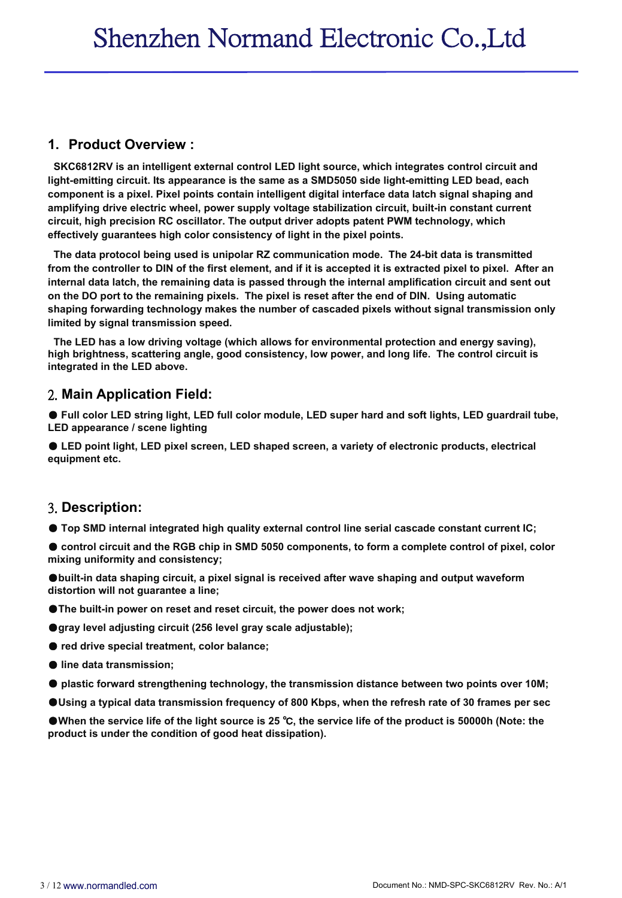## 1. Product Overview :

**SKC6812RV is an intelligent external control LED light source, which integrates control circuit and light-emitting circuit. Its appearance is the same as a SMD5050 side light-emitting LED bead, each component is a pixel. Pixel points contain intelligent digital interface data latch signal shaping and amplifying drive electric wheel, power supply voltage stabilization circuit, built-in constant current circuit, high precision RC oscillator. The output driver adopts patent PWM technology, which effectively guarantees high color consistency of light in the pixel points.**

**The data protocol being used is unipolar RZ communication mode. The 24-bit data is transmitted from the controller to DIN of the first element, and if it is accepted it is extracted pixel to pixel. After an internal data latch, the remaining data is passed through the internal amplification circuit and sent out on the DO port to the remaining pixels. The pixel is reset after the end of DIN. Using automatic shaping forwarding technology makes the number of cascaded pixels without signal transmission only limited by signal transmission speed.**

**The LED has a low driving voltage (which allows for environmental protection and energy saving), high brightness, scattering angle, good consistency, low power, and long life. The control circuit is integrated in the LED above.**

## 2. Main Application Field:

- **Full color LED string light, LED full color module, LED super hard and soft lights, LED guardrail tube, LED appearance / scene lighting**
- **LED point light, LED pixel screen, LED shaped screen, a variety of electronic products, electrical equipment etc.**

## 3. Description:

- **Top SMD internal integrated high quality external control line serial cascade constant current IC;**
- **control circuit and the RGB chip in SMD 5050 components, to form a complete control of pixel, color mixing uniformity and consistency;**
- **built-in data shaping circuit, a pixel signal is received after wave shaping and output waveform distortion will not guarantee a line;**
- **The built-in power on reset and reset circuit, the power does not work;**
- **gray level adjusting circuit (256 level gray scale adjustable);**
- **red drive special treatment, color balance;**
- **line data transmission;**
- **plastic forward strengthening technology, the transmission distance between two points over 10M;**
- **Using a typical data transmission frequency of 800 Kbps, when the refresh rate of 30 frames per sec**
- **When the service life of the light source is 25 ℃, the service life of the product is 50000h (Note: the product is under the condition of good heat dissipation).**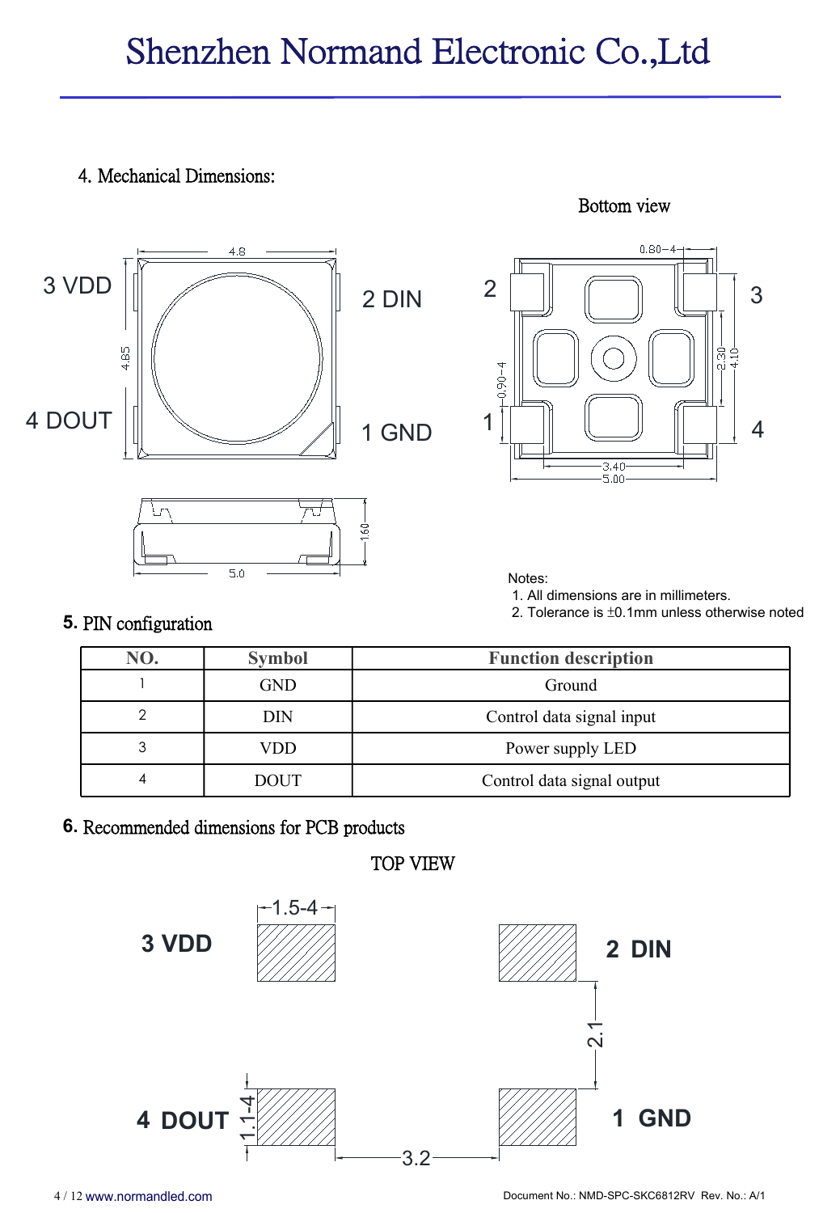## 4. Mechanical Dimensions:

Bottom view

3 VDD

2 DIN

4 DOUT

1 GND

4.8

4.85

5.0

1.60

0.80−4

2.30

4.10

0.90−4

3.40

5.00

Notes:
1. All dimensions are in millimeters.
2. Tolerance is ±0.1mm unless otherwise noted

## 5. PIN configuration

| NO. | Symbol | Function description |
|---|---|---|
| 1 | GND | Ground |
| 2 | DIN | Control data signal input |
| 3 | VDD | Power supply LED |
| 4 | DOUT | Control data signal output |

## 6. Recommended dimensions for PCB products

TOP VIEW

3 VDD

2 DIN

4 DOUT

1 GND

1.5−4

2.1

1.1−4

3.2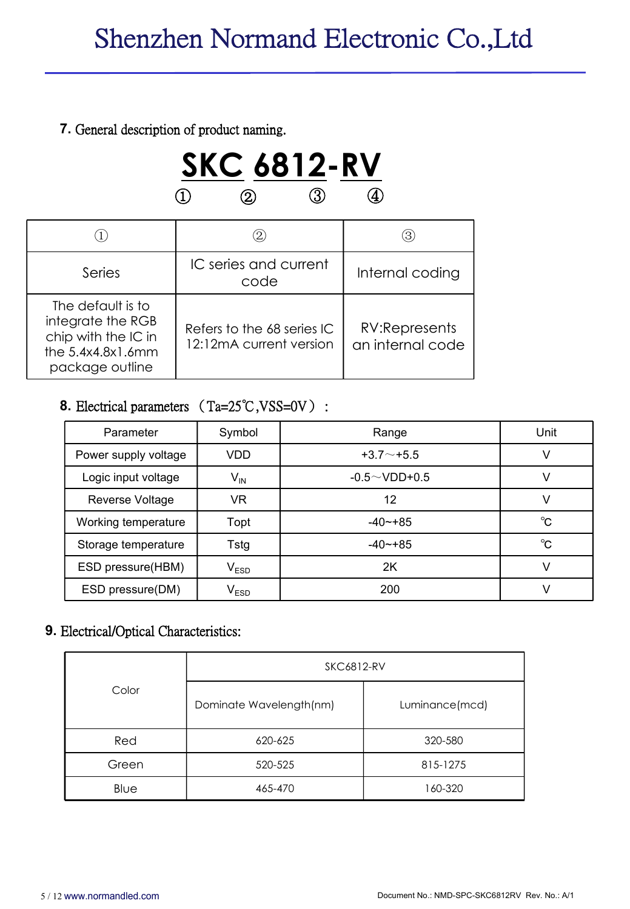## 7. General description of product naming.

**SKC 6812-RV**

① ② ③ ④

| ① | ② | ③ |
|---|---|---|
| Series | IC series and current code | Internal coding |
| The default is to integrate the RGB chip with the IC in the 5.4x4.8x1.6mm package outline | Refers to the 68 series IC 12:12mA current version | RV:Represents an internal code |

## 8. Electrical parameters（Ta=25℃,VSS=0V）：

| Parameter | Symbol | Range | Unit |
|---|---|---|---|
| Power supply voltage | VDD | +3.7～+5.5 | V |
| Logic input voltage | $V_{IN}$ | -0.5～VDD+0.5 | V |
| Reverse Voltage | VR | 12 | V |
| Working temperature | Topt | -40~+85 | ℃ |
| Storage temperature | Tstg | -40~+85 | ℃ |
| ESD pressure(HBM) | $V_{ESD}$ | 2K | V |
| ESD pressure(DM) | $V_{ESD}$ | 200 | V |

## 9. Electrical/Optical Characteristics:

| Color | SKC6812-RV | |
|---|---|---|
| | Dominate Wavelength(nm) | Luminance(mcd) |
| Red | 620-625 | 320-580 |
| Green | 520-525 | 815-1275 |
| Blue | 465-470 | 160-320 |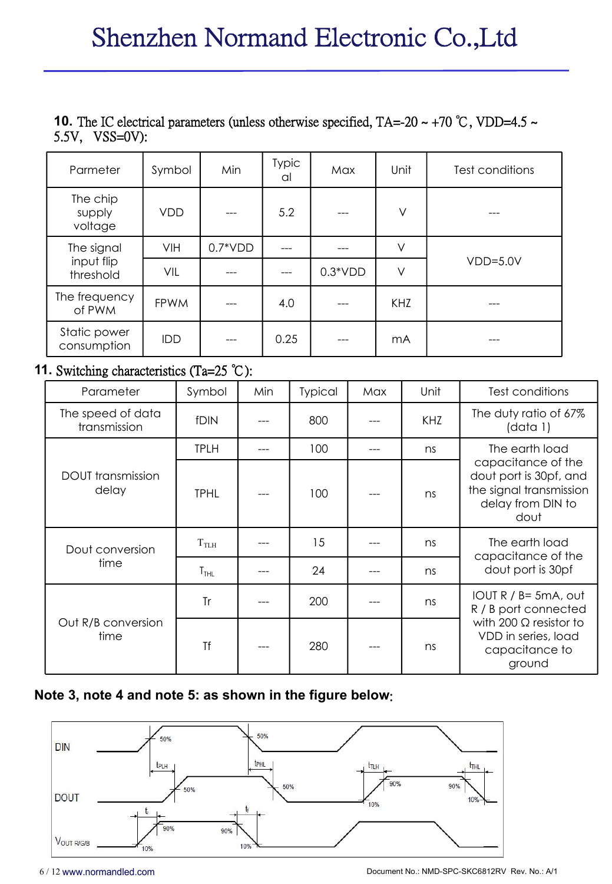**10.** The IC electrical parameters (unless otherwise specified, TA=-20 ~ +70 ℃, VDD=4.5 ~ 5.5V,  VSS=0V):

| Parmeter | Symbol | Min | Typical | Max | Unit | Test conditions |
|---|---|---|---|---|---|---|
| The chip supply voltage | VDD | --- | 5.2 | --- | V | --- |
| The signal input flip threshold | VIH | 0.7*VDD | --- | --- | V | VDD=5.0V |
| | VIL | --- | --- | 0.3*VDD | V | |
| The frequency of PWM | FPWM | --- | 4.0 | --- | KHZ | --- |
| Static power consumption | IDD | --- | 0.25 | --- | mA | --- |

**11.** Switching characteristics (Ta=25 ℃):

| Parameter | Symbol | Min | Typical | Max | Unit | Test conditions |
|---|---|---|---|---|---|---|
| The speed of data transmission | fDIN | --- | 800 | --- | KHZ | The duty ratio of 67% (data 1) |
| DOUT transmission delay | TPLH | --- | 100 | --- | ns | The earth load capacitance of the dout port is 30pf, and the signal transmission delay from DIN to dout |
| | TPHL | --- | 100 | --- | ns | |
| Dout conversion time | $T_{TLH}$ | --- | 15 | --- | ns | The earth load capacitance of the dout port is 30pf |
| | $T_{THL}$ | --- | 24 | --- | ns | |
| Out R/B conversion time | Tr | --- | 200 | --- | ns | IOUT R / B= 5mA, out R / B port connected with 200 Ω resistor to VDD in series, load capacitance to ground |
| | Tf | --- | 280 | --- | ns | |

**Note 3, note 4 and note 5: as shown in the figure below:**

DIN 50% 50% $t_{PLH}$ $t_{PHL}$ $t_{TLH}$ $t_{THL}$ DOUT 50% 50% 90% 10% 90% 10% $t_r$ $t_f$ $V_{OUT\ R/G/B}$ 90% 90% 10% 10%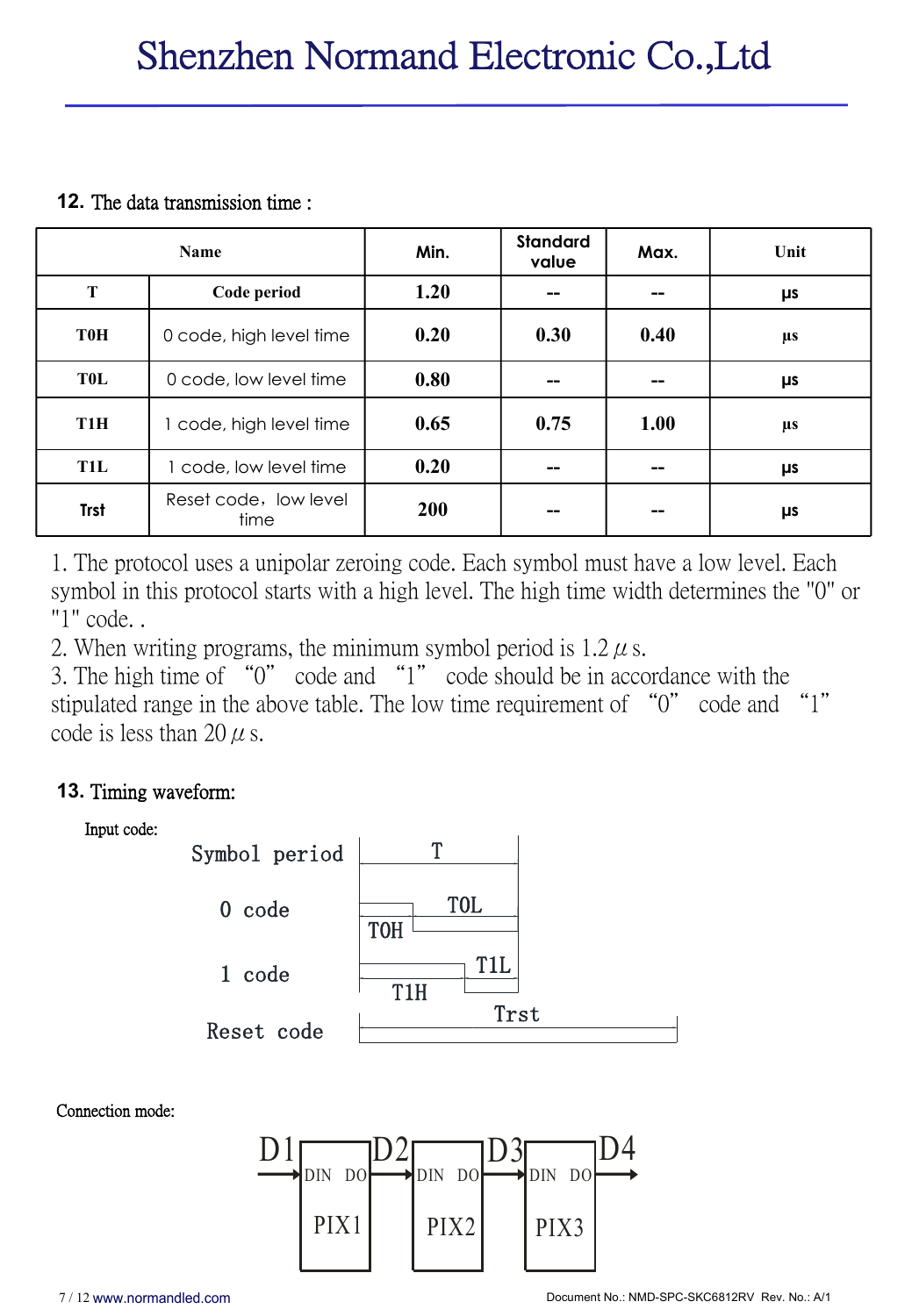## 12. The data transmission time :

| Name | | Min. | Standard value | Max. | Unit |
|---|---|---|---|---|---|
| T | Code period | 1.20 | -- | -- | μs |
| T0H | 0 code, high level time | 0.20 | 0.30 | 0.40 | μs |
| T0L | 0 code, low level time | 0.80 | -- | -- | μs |
| T1H | 1 code, high level time | 0.65 | 0.75 | 1.00 | μs |
| T1L | 1 code, low level time | 0.20 | -- | -- | μs |
| Trst | Reset code，low level time | 200 | -- | -- | μs |

1. The protocol uses a unipolar zeroing code. Each symbol must have a low level. Each symbol in this protocol starts with a high level. The high time width determines the "0" or "1" code. .
2. When writing programs, the minimum symbol period is 1.2 $\mu$ s.
3. The high time of "0" code and "1" code should be in accordance with the stipulated range in the above table. The low time requirement of "0" code and "1" code is less than 20 $\mu$ s.

## 13. Timing waveform:

Input code:

Symbol period — T

0 code — T0H, T0L

1 code — T1H, T1L

Reset code — Trst

Connection mode:

D1 → DIN PIX1 DO → D2 → DIN PIX2 DO → D3 → DIN PIX3 DO → D4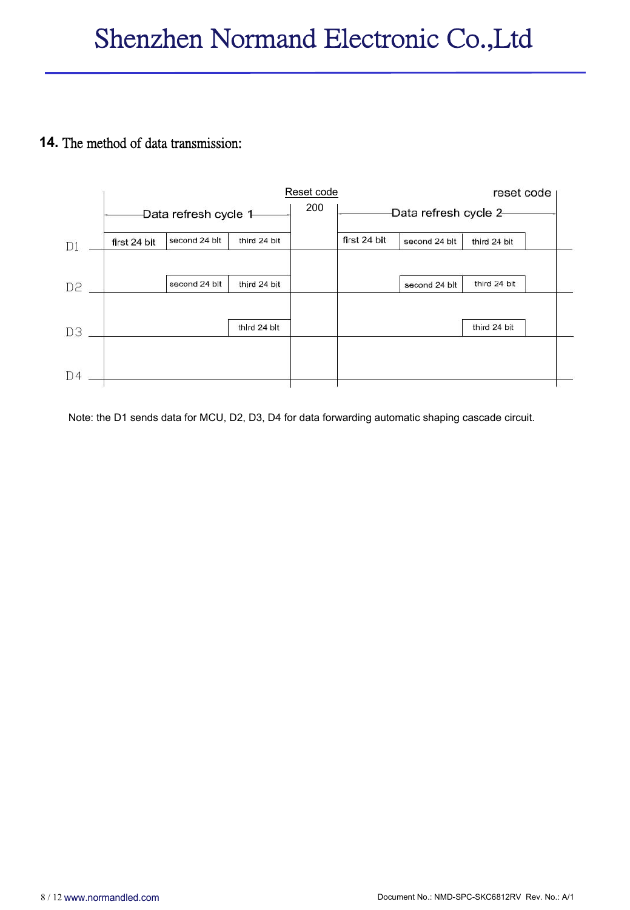## 14. The method of data transmission:

| | Data refresh cycle 1 | | | Reset code 200 | Data refresh cycle 2 | | | reset code |
|---|---|---|---|---|---|---|---|---|
| D1 | first 24 bit | second 24 blt | third 24 bit | | first 24 bit | second 24 blt | third 24 bit | |
| D2 | | second 24 blt | third 24 bit | | | second 24 blt | third 24 bit | |
| D3 | | | thlrd 24 blt | | | | third 24 bit | |
| D4 | | | | | | | | |

Note: the D1 sends data for MCU, D2, D3, D4 for data forwarding automatic shaping cascade circuit.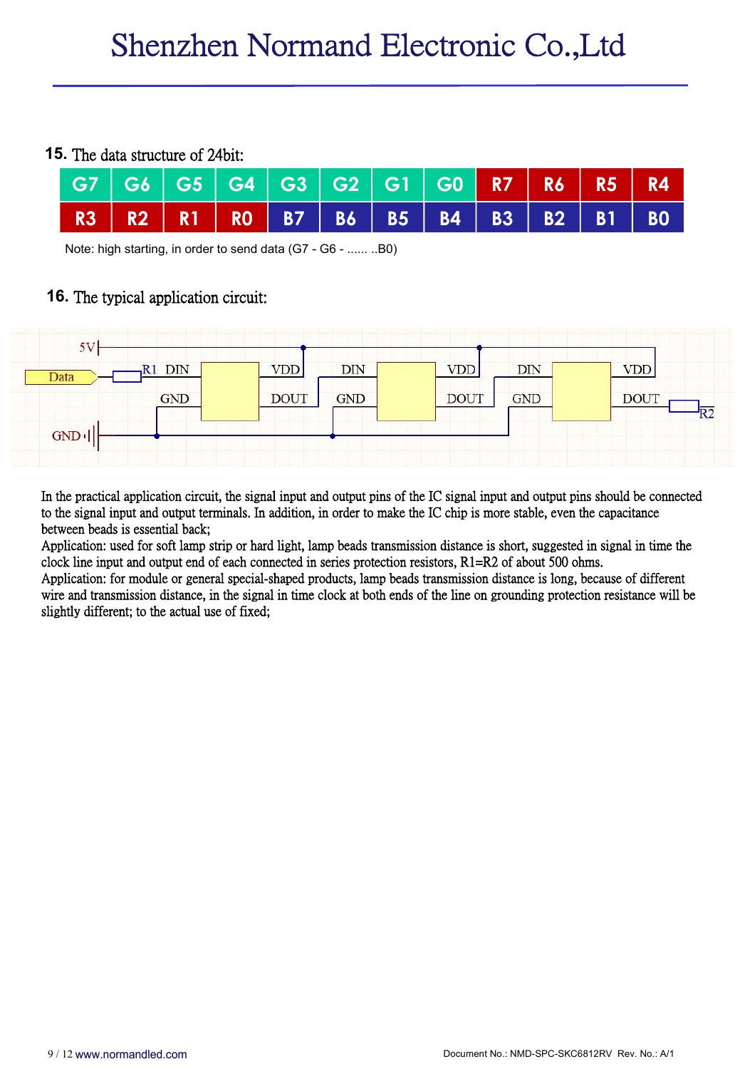## 15. The data structure of 24bit:

| G7 | G6 | G5 | G4 | G3 | G2 | G1 | G0 | R7 | R6 | R5 | R4 |
|---|---|---|---|---|---|---|---|---|---|---|---|
| R3 | R2 | R1 | R0 | B7 | B6 | B5 | B4 | B3 | B2 | B1 | B0 |

Note: high starting, in order to send data (G7 - G6 - ...... ..B0)

## 16. The typical application circuit:

In the practical application circuit, the signal input and output pins of the IC signal input and output pins should be connected to the signal input and output terminals. In addition, in order to make the IC chip is more stable, even the capacitance between beads is essential back;

Application: used for soft lamp strip or hard light, lamp beads transmission distance is short, suggested in signal in time the clock line input and output end of each connected in series protection resistors, R1=R2 of about 500 ohms.

Application: for module or general special-shaped products, lamp beads transmission distance is long, because of different wire and transmission distance, in the signal in time clock at both ends of the line on grounding protection resistance will be slightly different; to the actual use of fixed;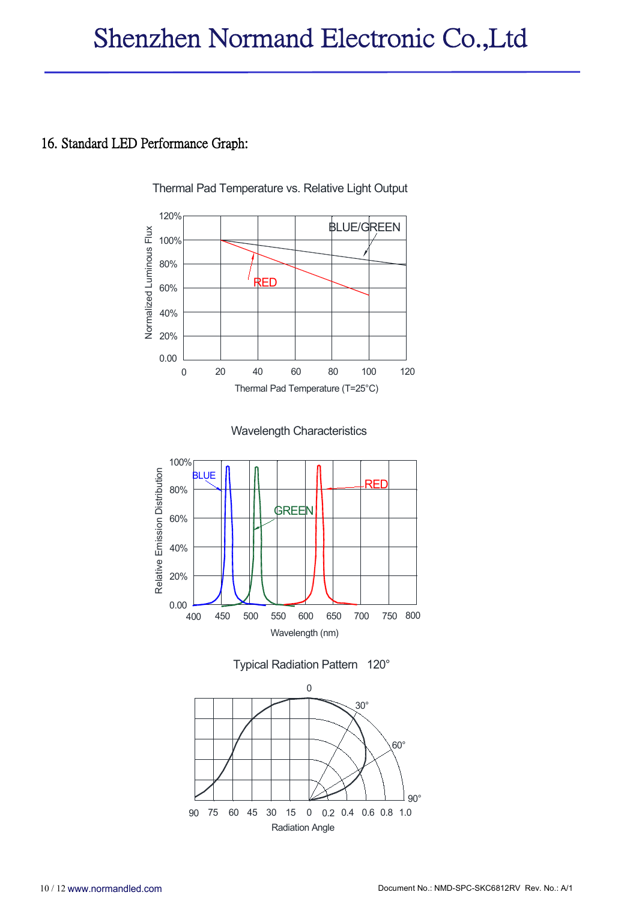## 16. Standard LED Performance Graph:

Thermal Pad Temperature vs. Relative Light Output

Wavelength Characteristics

Typical Radiation Pattern 120°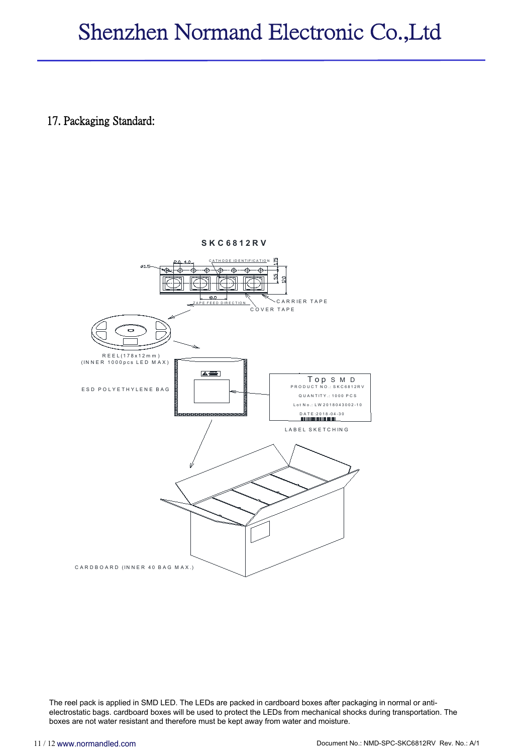## 17. Packaging Standard:

SKC6812RV

CATHODE IDENTIFICATION

TAPE FEED DIRECTION

CARRIER TAPE

COVER TAPE

REEL(178x12mm)
(INNER 1000pcs LED MAX)

ESD POLYETHYLENE BAG

Top SMD
PRODUCT NO.: SKC6812RV
QUANTITY.: 1000 PCS
Lot No.: LW2018043002-10
DATE:2018-04-30

LABEL SKETCHING

CARDBOARD (INNER 40 BAG MAX.)

The reel pack is applied in SMD LED. The LEDs are packed in cardboard boxes after packaging in normal or anti-electrostatic bags. cardboard boxes will be used to protect the LEDs from mechanical shocks during transportation. The boxes are not water resistant and therefore must be kept away from water and moisture.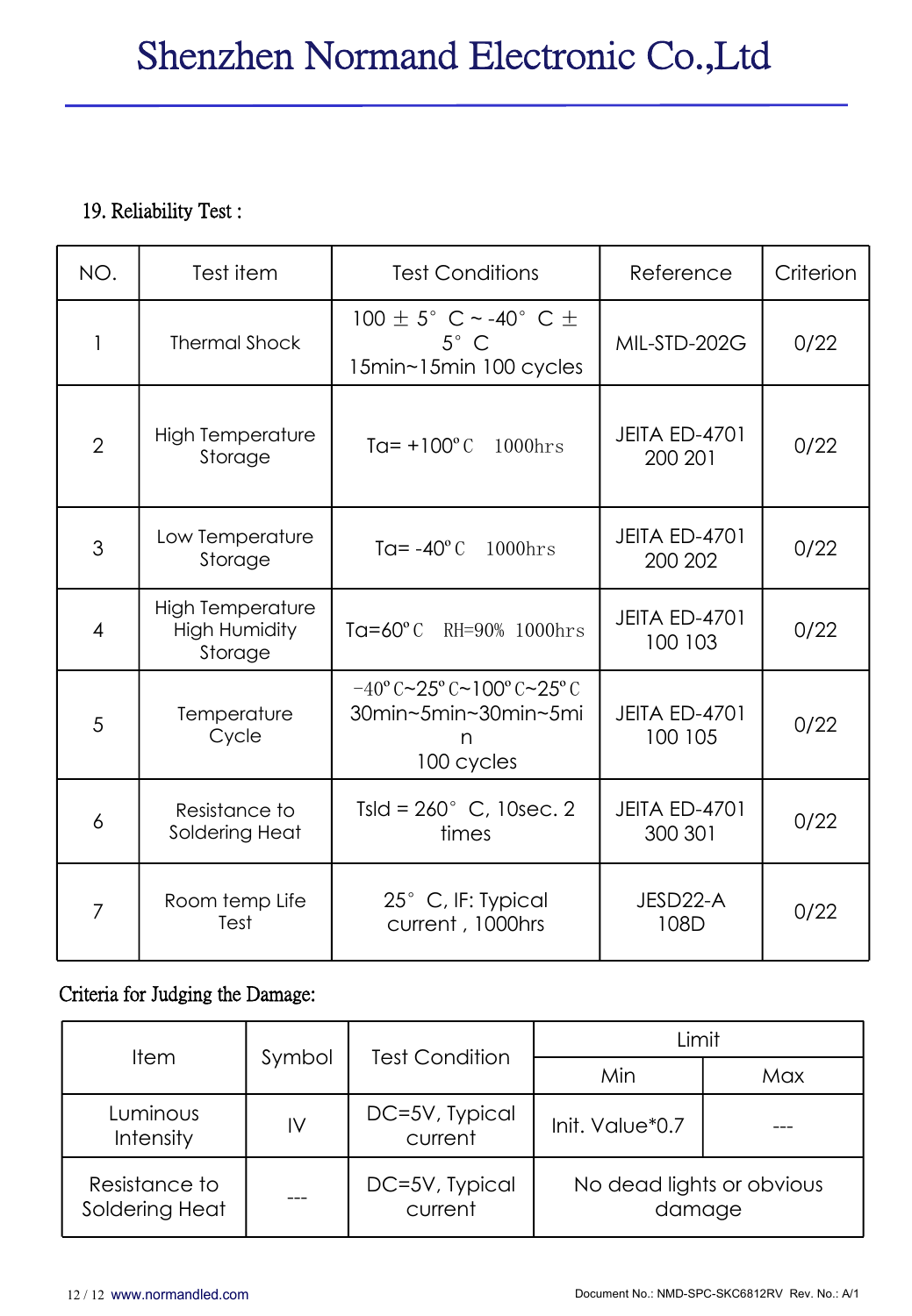## 19. Reliability Test :

| NO. | Test item | Test Conditions | Reference | Criterion |
|---|---|---|---|---|
| 1 | Thermal Shock | 100 ± 5° C ~ -40° C ± 5° C 15min~15min 100 cycles | MIL-STD-202G | 0/22 |
| 2 | High Temperature Storage | Ta= +100°C 1000hrs | JEITA ED-4701 200 201 | 0/22 |
| 3 | Low Temperature Storage | Ta= -40°C 1000hrs | JEITA ED-4701 200 202 | 0/22 |
| 4 | High Temperature High Humidity Storage | Ta=60°C RH=90% 1000hrs | JEITA ED-4701 100 103 | 0/22 |
| 5 | Temperature Cycle | -40°C~25°C~100°C~25°C 30min~5min~30min~5min 100 cycles | JEITA ED-4701 100 105 | 0/22 |
| 6 | Resistance to Soldering Heat | Tsld = 260° C, 10sec. 2 times | JEITA ED-4701 300 301 | 0/22 |
| 7 | Room temp Life Test | 25° C, IF: Typical current , 1000hrs | JESD22-A 108D | 0/22 |

## Criteria for Judging the Damage:

| Item | Symbol | Test Condition | Limit | |
|---|---|---|---|---|
| | | | Min | Max |
| Luminous Intensity | IV | DC=5V, Typical current | Init. Value*0.7 | --- |
| Resistance to Soldering Heat | --- | DC=5V, Typical current | No dead lights or obvious damage | |